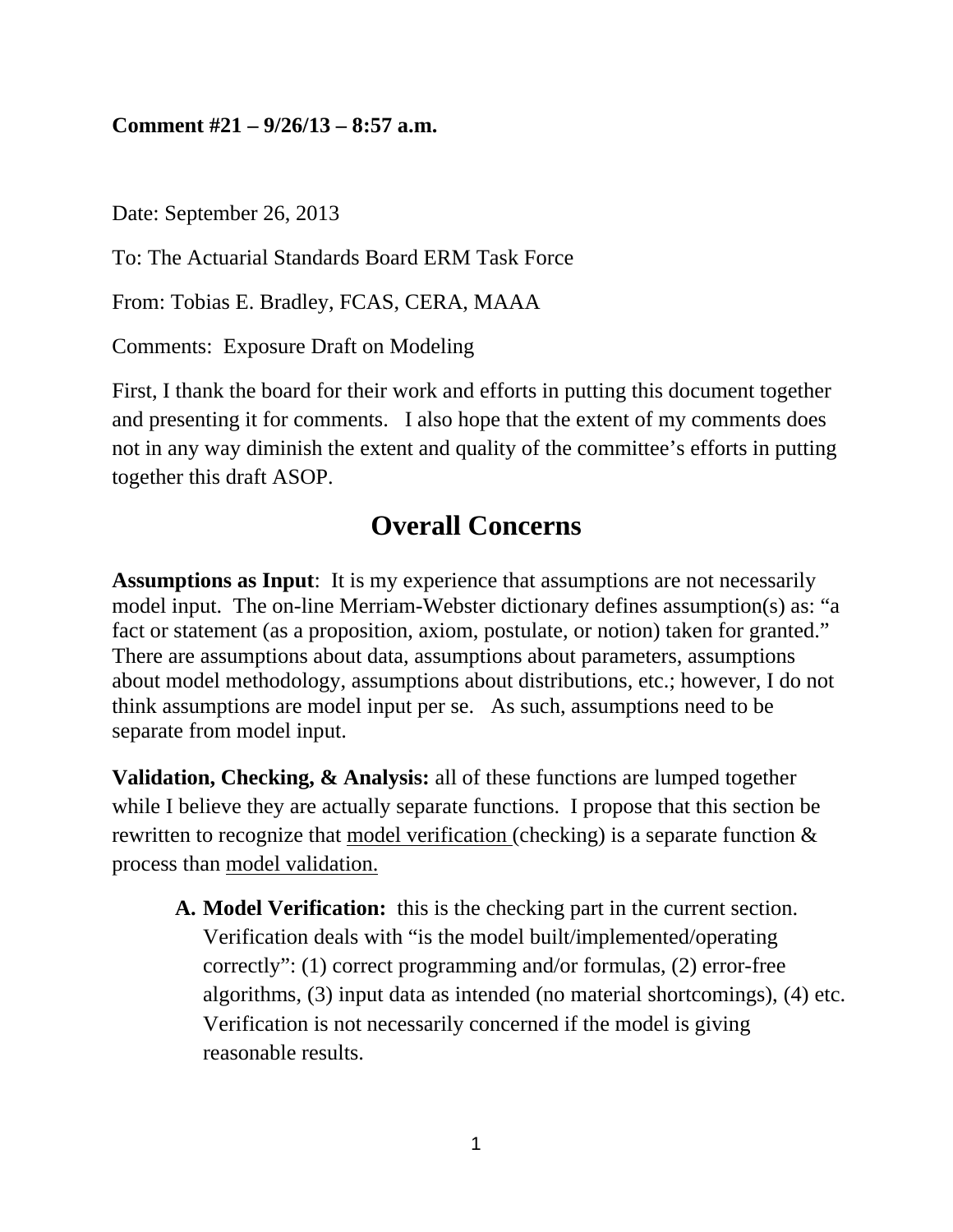**Comment #21 – 9/26/13 – 8:57 a.m.**

Date: September 26, 2013

To: The Actuarial Standards Board ERM Task Force

From: Tobias E. Bradley, FCAS, CERA, MAAA

Comments: Exposure Draft on Modeling

First, I thank the board for their work and efforts in putting this document together and presenting it for comments. I also hope that the extent of my comments does not in any way diminish the extent and quality of the committee's efforts in putting together this draft ASOP.

## Overall Concerns

**Assumptions as Input**: It is my experience that assumptions are not necessarily model input. The on-line Merriam-Webster dictionary defines assumption(s) as: "a fact or statement (as a proposition, axiom, postulate, or notion) taken for granted." There are assumptions about data, assumptions about parameters, assumptions about model methodology, assumptions about distributions, etc.; however, I do not think assumptions are model input per se. As such, assumptions need to be separate from model input.

**Validation, Checking, & Analysis:** all of these functions are lumped together while I believe they are actually separate functions. I propose that this section be rewritten to recognize that <u>model verification</u> (checking) is a separate function & process than <u>model validation.</u>

- **A. Model Verification:** this is the checking part in the current section. Verification deals with "is the model built/implemented/operating correctly": (1) correct programming and/or formulas, (2) error-free algorithms, (3) input data as intended (no material shortcomings), (4) etc. Verification is not necessarily concerned if the model is giving reasonable results.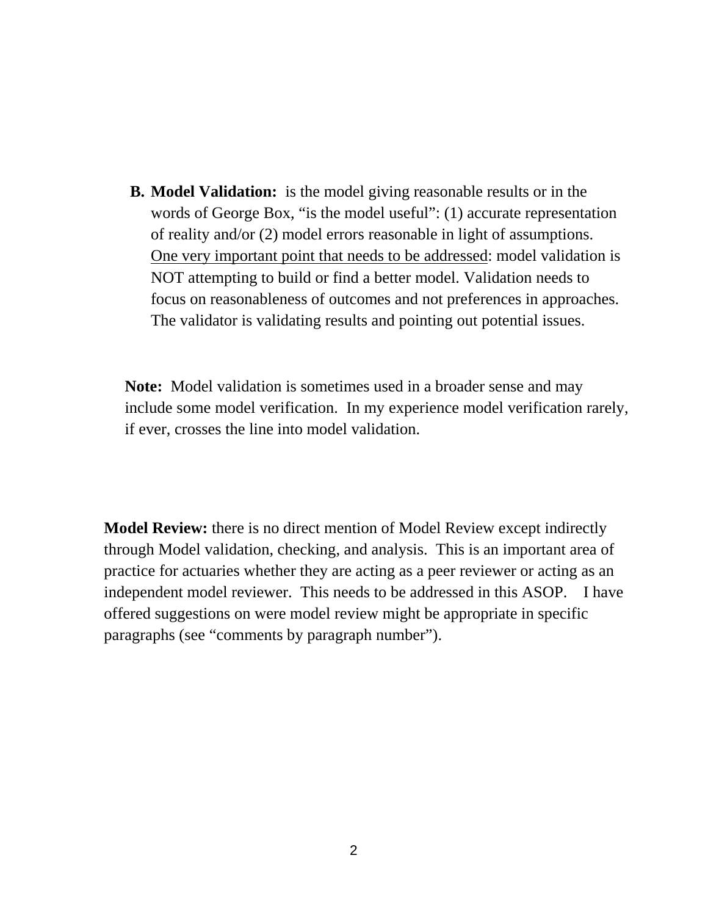B. **Model Validation:** is the model giving reasonable results or in the words of George Box, "is the model useful": (1) accurate representation of reality and/or (2) model errors reasonable in light of assumptions. <u>One very important point that needs to be addressed</u>: model validation is NOT attempting to build or find a better model. Validation needs to focus on reasonableness of outcomes and not preferences in approaches. The validator is validating results and pointing out potential issues.

**Note:** Model validation is sometimes used in a broader sense and may include some model verification. In my experience model verification rarely, if ever, crosses the line into model validation.

**Model Review:** there is no direct mention of Model Review except indirectly through Model validation, checking, and analysis. This is an important area of practice for actuaries whether they are acting as a peer reviewer or acting as an independent model reviewer. This needs to be addressed in this ASOP. I have offered suggestions on were model review might be appropriate in specific paragraphs (see "comments by paragraph number").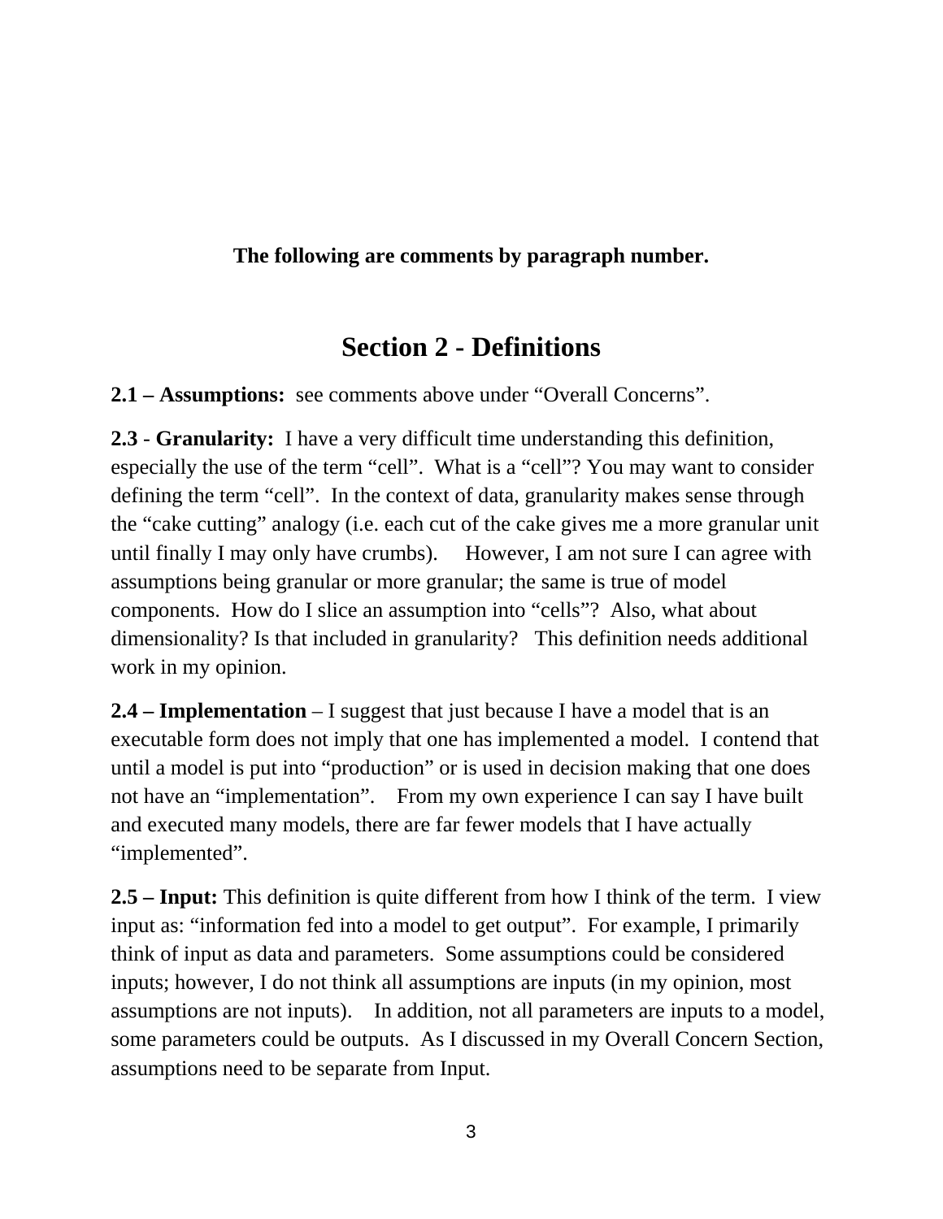**The following are comments by paragraph number.**

## Section 2 - Definitions

**2.1 – Assumptions:** see comments above under "Overall Concerns".

**2.3** - **Granularity:** I have a very difficult time understanding this definition, especially the use of the term "cell". What is a "cell"? You may want to consider defining the term "cell". In the context of data, granularity makes sense through the "cake cutting" analogy (i.e. each cut of the cake gives me a more granular unit until finally I may only have crumbs). However, I am not sure I can agree with assumptions being granular or more granular; the same is true of model components. How do I slice an assumption into "cells"? Also, what about dimensionality? Is that included in granularity? This definition needs additional work in my opinion.

**2.4 – Implementation** – I suggest that just because I have a model that is an executable form does not imply that one has implemented a model. I contend that until a model is put into "production" or is used in decision making that one does not have an "implementation". From my own experience I can say I have built and executed many models, there are far fewer models that I have actually "implemented".

**2.5 – Input:** This definition is quite different from how I think of the term. I view input as: "information fed into a model to get output". For example, I primarily think of input as data and parameters. Some assumptions could be considered inputs; however, I do not think all assumptions are inputs (in my opinion, most assumptions are not inputs). In addition, not all parameters are inputs to a model, some parameters could be outputs. As I discussed in my Overall Concern Section, assumptions need to be separate from Input.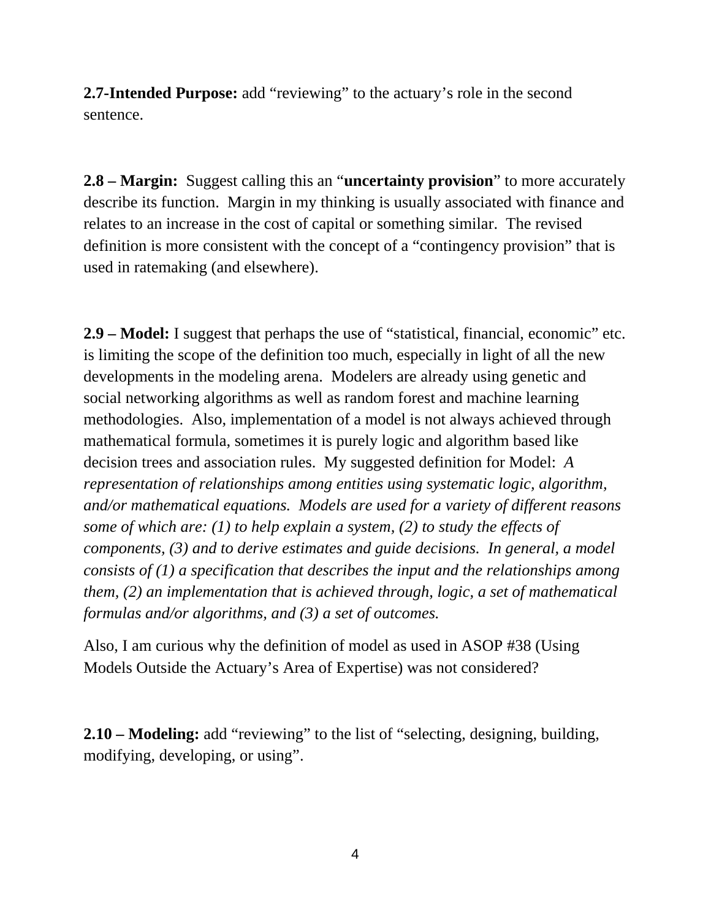**2.7-Intended Purpose:** add “reviewing” to the actuary’s role in the second sentence.

**2.8 – Margin:** Suggest calling this an “**uncertainty provision**” to more accurately describe its function. Margin in my thinking is usually associated with finance and relates to an increase in the cost of capital or something similar. The revised definition is more consistent with the concept of a “contingency provision” that is used in ratemaking (and elsewhere).

**2.9 – Model:** I suggest that perhaps the use of “statistical, financial, economic” etc. is limiting the scope of the definition too much, especially in light of all the new developments in the modeling arena. Modelers are already using genetic and social networking algorithms as well as random forest and machine learning methodologies. Also, implementation of a model is not always achieved through mathematical formula, sometimes it is purely logic and algorithm based like decision trees and association rules. My suggested definition for Model: *A representation of relationships among entities using systematic logic, algorithm, and/or mathematical equations. Models are used for a variety of different reasons some of which are: (1) to help explain a system, (2) to study the effects of components, (3) and to derive estimates and guide decisions. In general, a model consists of (1) a specification that describes the input and the relationships among them, (2) an implementation that is achieved through, logic, a set of mathematical formulas and/or algorithms, and (3) a set of outcomes.*

Also, I am curious why the definition of model as used in ASOP #38 (Using Models Outside the Actuary’s Area of Expertise) was not considered?

**2.10 – Modeling:** add “reviewing” to the list of “selecting, designing, building, modifying, developing, or using”.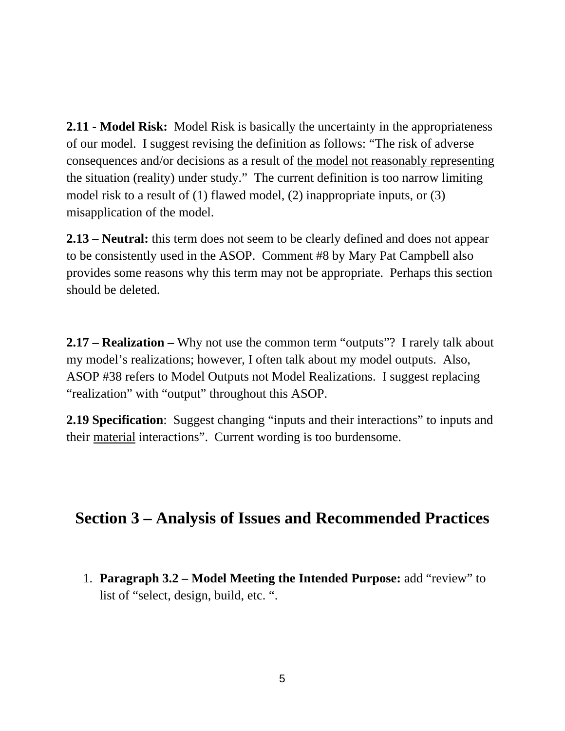**2.11 - Model Risk:** Model Risk is basically the uncertainty in the appropriateness of our model. I suggest revising the definition as follows: "The risk of adverse consequences and/or decisions as a result of <u>the model not reasonably representing the situation (reality) under study</u>." The current definition is too narrow limiting model risk to a result of (1) flawed model, (2) inappropriate inputs, or (3) misapplication of the model.

**2.13 – Neutral:** this term does not seem to be clearly defined and does not appear to be consistently used in the ASOP. Comment #8 by Mary Pat Campbell also provides some reasons why this term may not be appropriate. Perhaps this section should be deleted.

**2.17 – Realization –** Why not use the common term "outputs"? I rarely talk about my model's realizations; however, I often talk about my model outputs. Also, ASOP #38 refers to Model Outputs not Model Realizations. I suggest replacing "realization" with "output" throughout this ASOP.

**2.19 Specification**: Suggest changing "inputs and their interactions" to inputs and their <u>material</u> interactions". Current wording is too burdensome.

## Section 3 – Analysis of Issues and Recommended Practices

1. **Paragraph 3.2 – Model Meeting the Intended Purpose:** add "review" to list of "select, design, build, etc. ".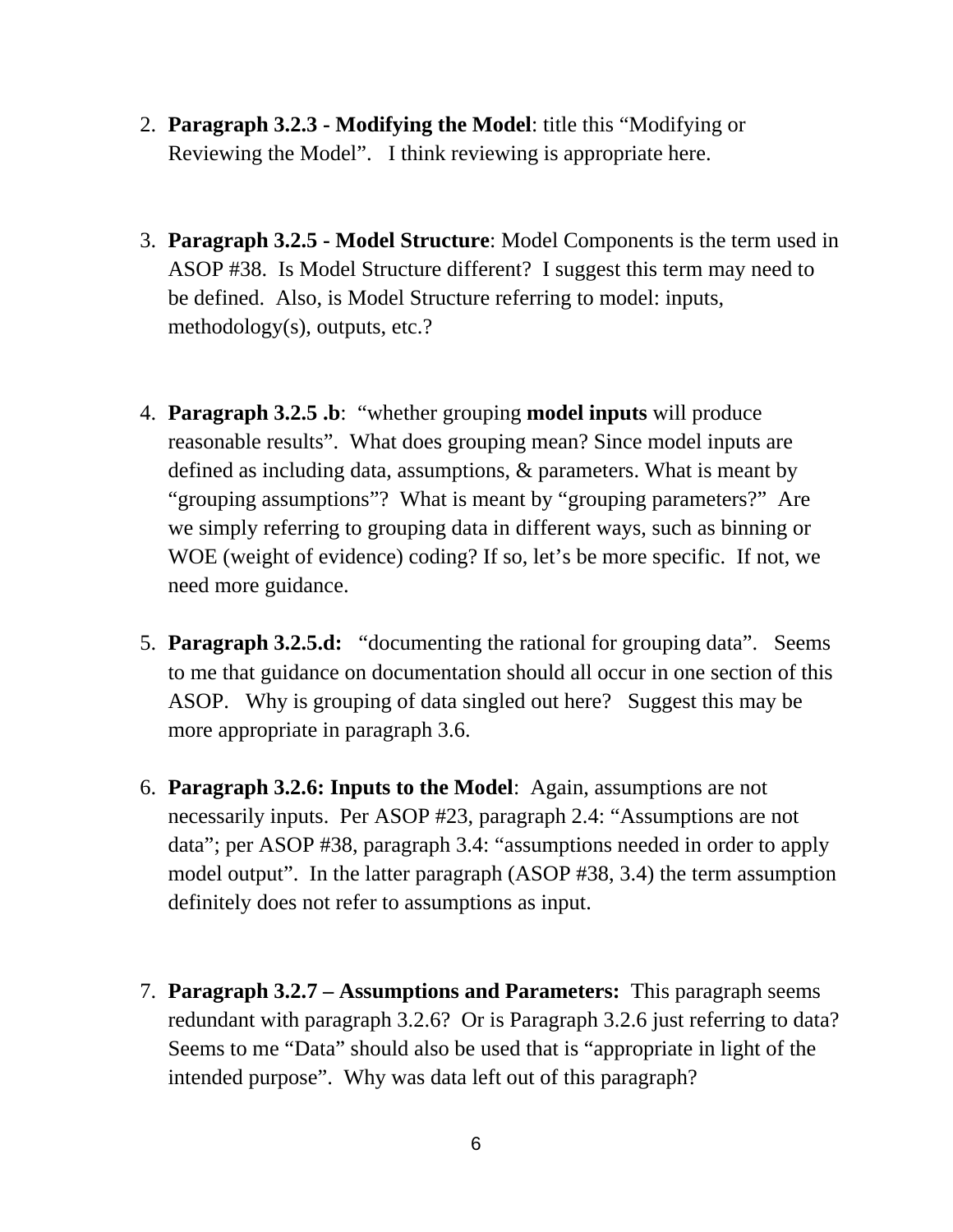2. **Paragraph 3.2.3 - Modifying the Model**: title this “Modifying or Reviewing the Model”.  I think reviewing is appropriate here.

3. **Paragraph 3.2.5 - Model Structure**: Model Components is the term used in ASOP #38. Is Model Structure different? I suggest this term may need to be defined. Also, is Model Structure referring to model: inputs, methodology(s), outputs, etc.?

4. **Paragraph 3.2.5 .b**: “whether grouping **model inputs** will produce reasonable results”. What does grouping mean? Since model inputs are defined as including data, assumptions, & parameters. What is meant by “grouping assumptions”? What is meant by “grouping parameters?” Are we simply referring to grouping data in different ways, such as binning or WOE (weight of evidence) coding? If so, let’s be more specific. If not, we need more guidance.

5. **Paragraph 3.2.5.d:** “documenting the rational for grouping data”. Seems to me that guidance on documentation should all occur in one section of this ASOP. Why is grouping of data singled out here? Suggest this may be more appropriate in paragraph 3.6.

6. **Paragraph 3.2.6: Inputs to the Model**: Again, assumptions are not necessarily inputs. Per ASOP #23, paragraph 2.4: “Assumptions are not data”; per ASOP #38, paragraph 3.4: “assumptions needed in order to apply model output”. In the latter paragraph (ASOP #38, 3.4) the term assumption definitely does not refer to assumptions as input.

7. **Paragraph 3.2.7 – Assumptions and Parameters:** This paragraph seems redundant with paragraph 3.2.6? Or is Paragraph 3.2.6 just referring to data? Seems to me “Data” should also be used that is “appropriate in light of the intended purpose”. Why was data left out of this paragraph?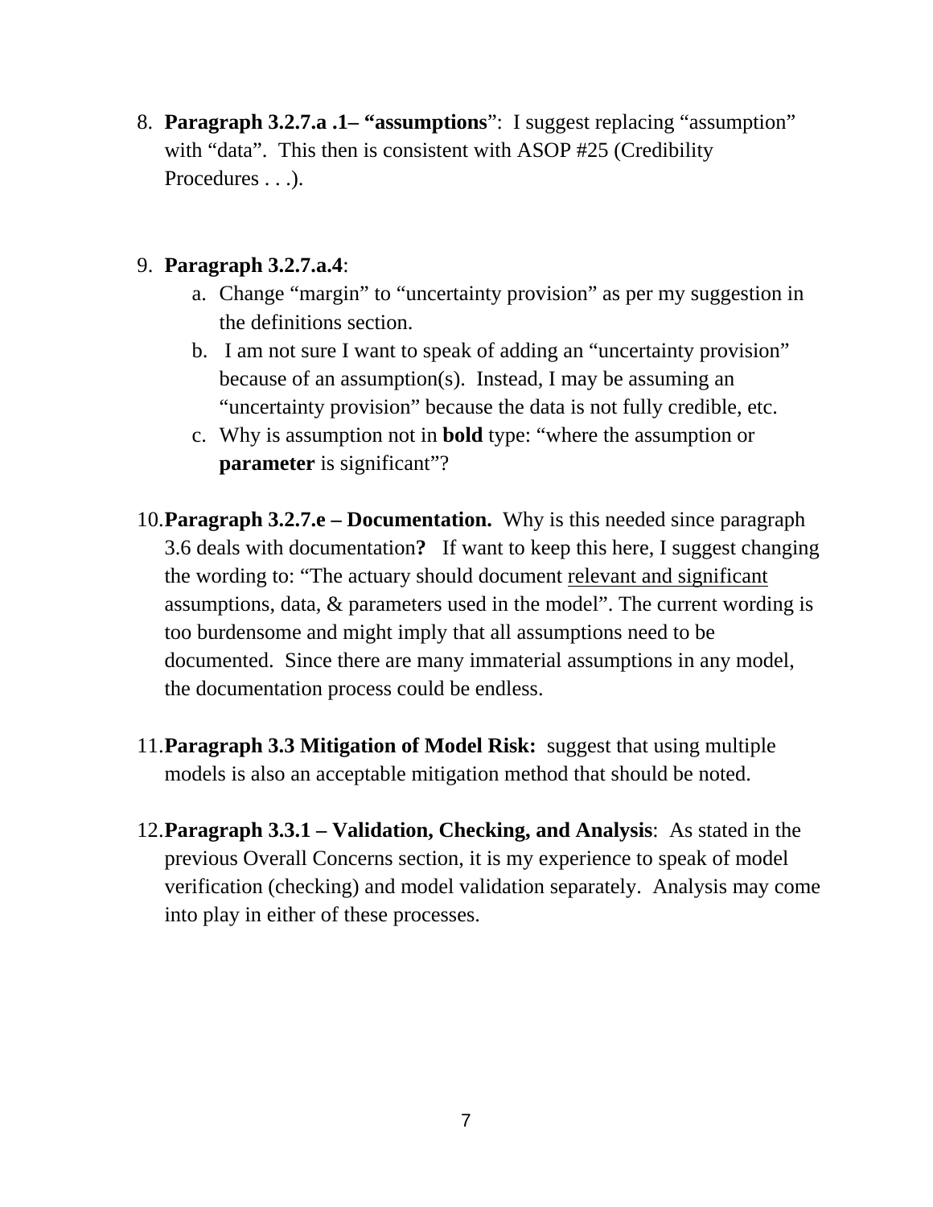8. **Paragraph 3.2.7.a .1– "assumptions**": I suggest replacing "assumption" with "data". This then is consistent with ASOP #25 (Credibility Procedures . . .).

9. **Paragraph 3.2.7.a.4**:
   a. Change "margin" to "uncertainty provision" as per my suggestion in the definitions section.
   b. I am not sure I want to speak of adding an "uncertainty provision" because of an assumption(s). Instead, I may be assuming an "uncertainty provision" because the data is not fully credible, etc.
   c. Why is assumption not in **bold** type: "where the assumption or **parameter** is significant"?

10. **Paragraph 3.2.7.e – Documentation.** Why is this needed since paragraph 3.6 deals with documentation**?** If want to keep this here, I suggest changing the wording to: "The actuary should document <u>relevant and significant</u> assumptions, data, & parameters used in the model". The current wording is too burdensome and might imply that all assumptions need to be documented. Since there are many immaterial assumptions in any model, the documentation process could be endless.

11. **Paragraph 3.3 Mitigation of Model Risk:** suggest that using multiple models is also an acceptable mitigation method that should be noted.

12. **Paragraph 3.3.1 – Validation, Checking, and Analysis**: As stated in the previous Overall Concerns section, it is my experience to speak of model verification (checking) and model validation separately. Analysis may come into play in either of these processes.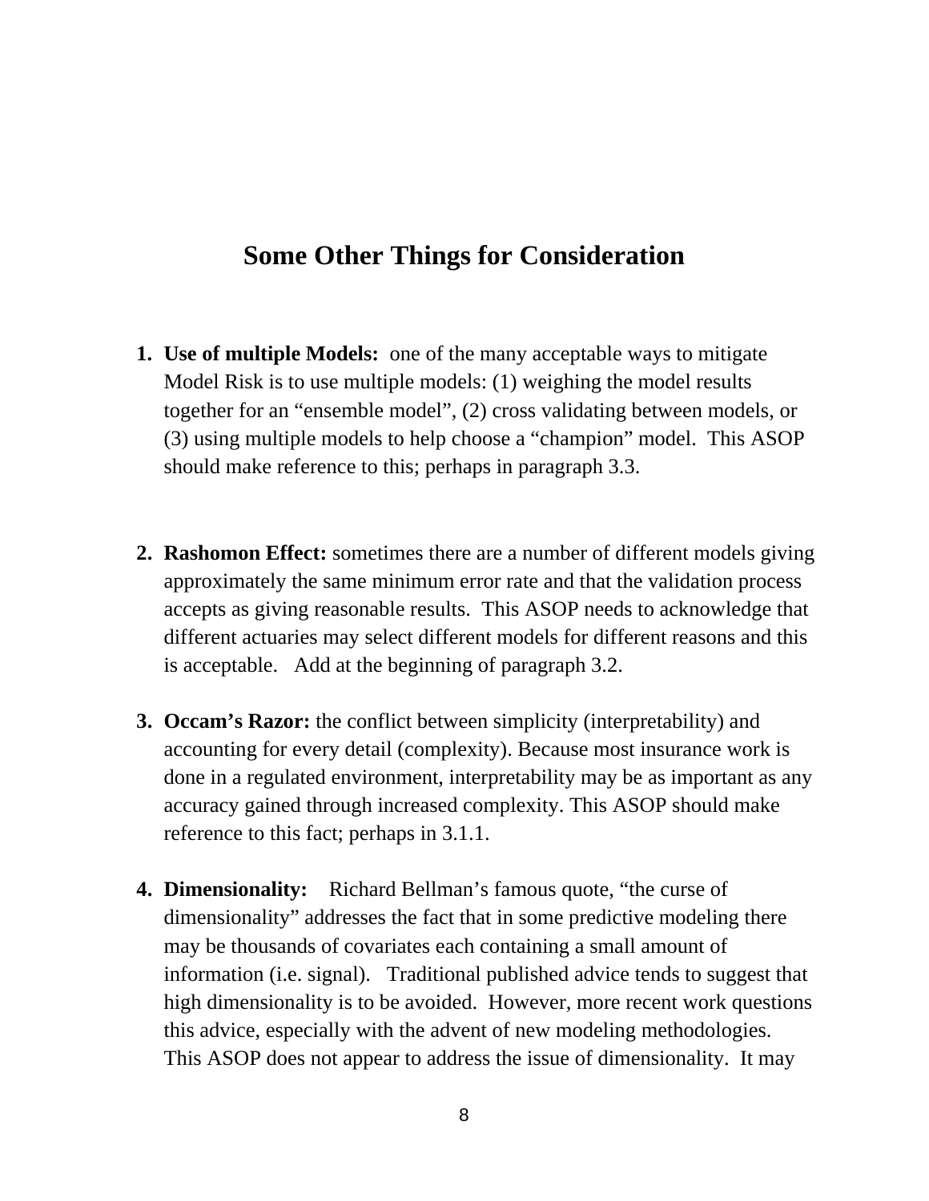# Some Other Things for Consideration

1. **Use of multiple Models:** one of the many acceptable ways to mitigate Model Risk is to use multiple models: (1) weighing the model results together for an "ensemble model", (2) cross validating between models, or (3) using multiple models to help choose a "champion" model. This ASOP should make reference to this; perhaps in paragraph 3.3.

2. **Rashomon Effect:** sometimes there are a number of different models giving approximately the same minimum error rate and that the validation process accepts as giving reasonable results. This ASOP needs to acknowledge that different actuaries may select different models for different reasons and this is acceptable. Add at the beginning of paragraph 3.2.

3. **Occam's Razor:** the conflict between simplicity (interpretability) and accounting for every detail (complexity). Because most insurance work is done in a regulated environment, interpretability may be as important as any accuracy gained through increased complexity. This ASOP should make reference to this fact; perhaps in 3.1.1.

4. **Dimensionality:** Richard Bellman's famous quote, "the curse of dimensionality" addresses the fact that in some predictive modeling there may be thousands of covariates each containing a small amount of information (i.e. signal). Traditional published advice tends to suggest that high dimensionality is to be avoided. However, more recent work questions this advice, especially with the advent of new modeling methodologies. This ASOP does not appear to address the issue of dimensionality. It may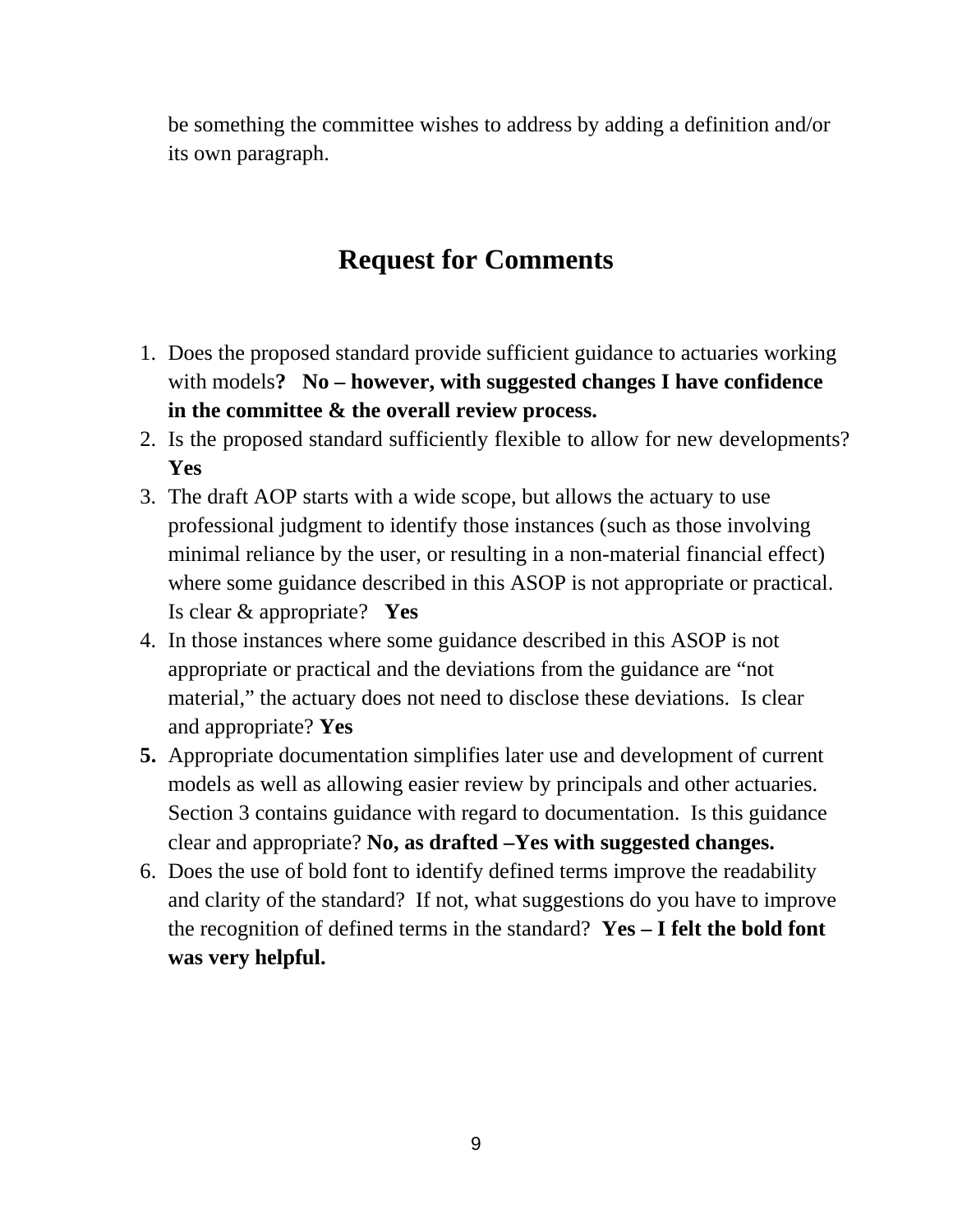be something the committee wishes to address by adding a definition and/or its own paragraph.

## Request for Comments

1. Does the proposed standard provide sufficient guidance to actuaries working with models**?   No – however, with suggested changes I have confidence in the committee & the overall review process.**
2. Is the proposed standard sufficiently flexible to allow for new developments? **Yes**
3. The draft AOP starts with a wide scope, but allows the actuary to use professional judgment to identify those instances (such as those involving minimal reliance by the user, or resulting in a non-material financial effect) where some guidance described in this ASOP is not appropriate or practical. Is clear & appropriate?   **Yes**
4. In those instances where some guidance described in this ASOP is not appropriate or practical and the deviations from the guidance are "not material," the actuary does not need to disclose these deviations.  Is clear and appropriate? **Yes**
5. Appropriate documentation simplifies later use and development of current models as well as allowing easier review by principals and other actuaries. Section 3 contains guidance with regard to documentation.  Is this guidance clear and appropriate? **No, as drafted –Yes with suggested changes.**
6. Does the use of bold font to identify defined terms improve the readability and clarity of the standard?  If not, what suggestions do you have to improve the recognition of defined terms in the standard?  **Yes – I felt the bold font was very helpful.**